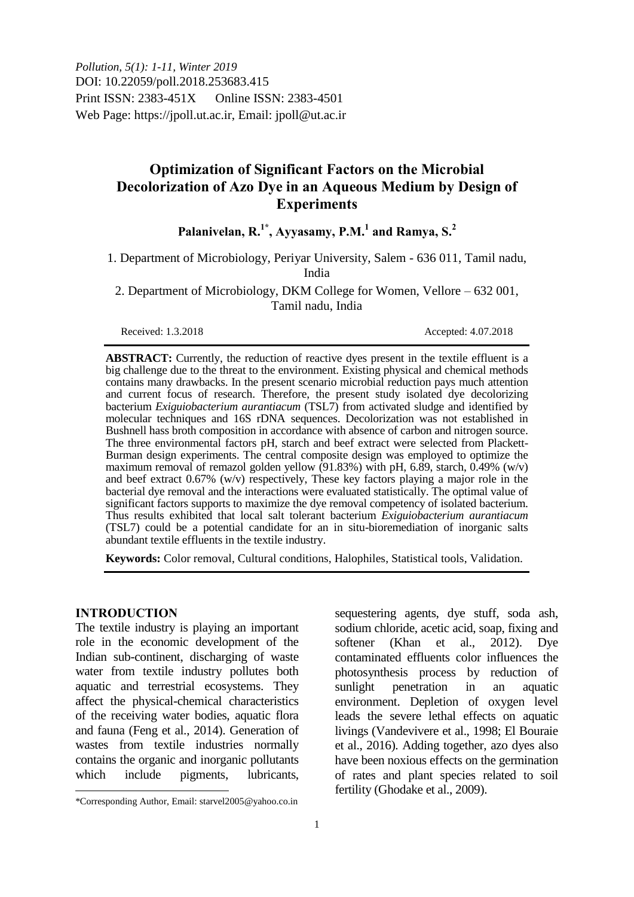*Pollution, 5(1): 1-11, Winter 2019*
DOI: 10.22059/poll.2018.253683.415
Print ISSN: 2383-451X Online ISSN: 2383-4501
Web Page: https://jpoll.ut.ac.ir, Email: jpoll@ut.ac.ir

# Optimization of Significant Factors on the Microbial Decolorization of Azo Dye in an Aqueous Medium by Design of Experiments

**Palanivelan, R.[1*], Ayyasamy, P.M.[1] and Ramya, S.[2]**

1. Department of Microbiology, Periyar University, Salem - 636 011, Tamil nadu, India

2. Department of Microbiology, DKM College for Women, Vellore – 632 001, Tamil nadu, India

Received: 1.3.2018 Accepted: 4.07.2018

**ABSTRACT:** Currently, the reduction of reactive dyes present in the textile effluent is a big challenge due to the threat to the environment. Existing physical and chemical methods contains many drawbacks. In the present scenario microbial reduction pays much attention and current focus of research. Therefore, the present study isolated dye decolorizing bacterium *Exiguiobacterium aurantiacum* (TSL7) from activated sludge and identified by molecular techniques and 16S rDNA sequences. Decolorization was not established in Bushnell hass broth composition in accordance with absence of carbon and nitrogen source. The three environmental factors pH, starch and beef extract were selected from Plackett-Burman design experiments. The central composite design was employed to optimize the maximum removal of remazol golden yellow (91.83%) with pH, 6.89, starch, 0.49% (w/v) and beef extract 0.67% (w/v) respectively, These key factors playing a major role in the bacterial dye removal and the interactions were evaluated statistically. The optimal value of significant factors supports to maximize the dye removal competency of isolated bacterium. Thus results exhibited that local salt tolerant bacterium *Exiguiobacterium aurantiacum* (TSL7) could be a potential candidate for an in situ-bioremediation of inorganic salts abundant textile effluents in the textile industry.

**Keywords:** Color removal, Cultural conditions, Halophiles, Statistical tools, Validation.

## INTRODUCTION

The textile industry is playing an important role in the economic development of the Indian sub-continent, discharging of waste water from textile industry pollutes both aquatic and terrestrial ecosystems. They affect the physical-chemical characteristics of the receiving water bodies, aquatic flora and fauna (Feng et al., 2014). Generation of wastes from textile industries normally contains the organic and inorganic pollutants which include pigments, lubricants, sequestering agents, dye stuff, soda ash, sodium chloride, acetic acid, soap, fixing and softener (Khan et al., 2012). Dye contaminated effluents color influences the photosynthesis process by reduction of sunlight penetration in an aquatic environment. Depletion of oxygen level leads the severe lethal effects on aquatic livings (Vandevivere et al., 1998; El Bouraie et al., 2016). Adding together, azo dyes also have been noxious effects on the germination of rates and plant species related to soil fertility (Ghodake et al., 2009).

*Corresponding Author, Email: starvel2005@yahoo.co.in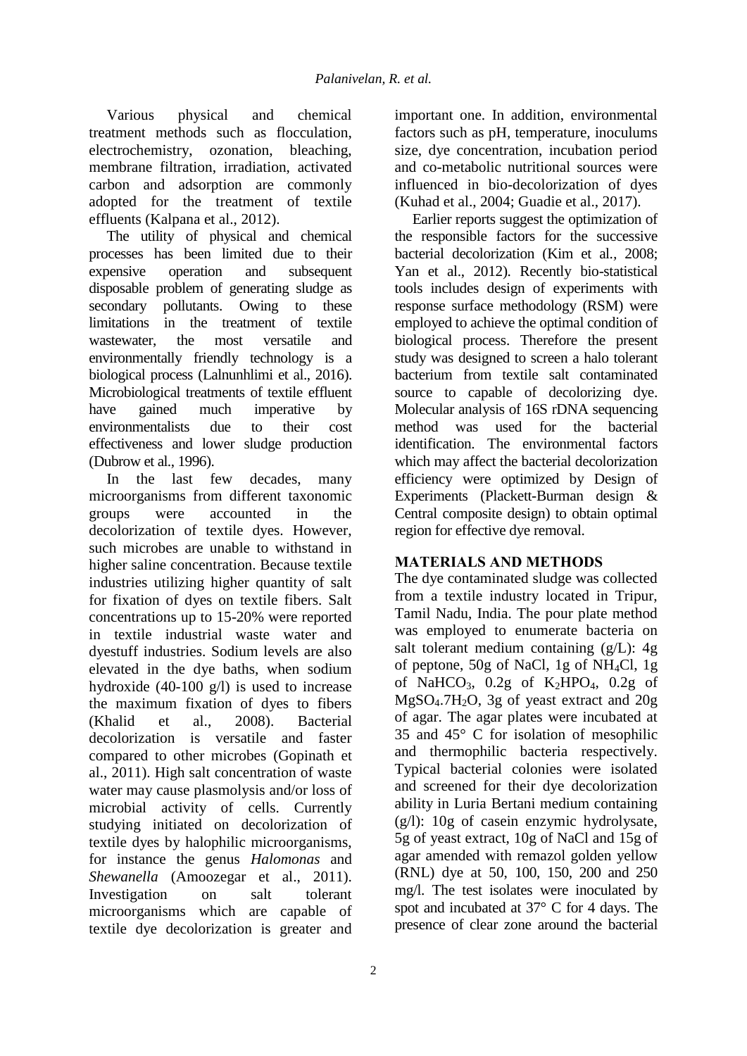Various physical and chemical treatment methods such as flocculation, electrochemistry, ozonation, bleaching, membrane filtration, irradiation, activated carbon and adsorption are commonly adopted for the treatment of textile effluents (Kalpana et al., 2012).

The utility of physical and chemical processes has been limited due to their expensive operation and subsequent disposable problem of generating sludge as secondary pollutants. Owing to these limitations in the treatment of textile wastewater, the most versatile and environmentally friendly technology is a biological process (Lalnunhlimi et al., 2016). Microbiological treatments of textile effluent have gained much imperative by environmentalists due to their cost effectiveness and lower sludge production (Dubrow et al., 1996).

In the last few decades, many microorganisms from different taxonomic groups were accounted in the decolorization of textile dyes. However, such microbes are unable to withstand in higher saline concentration. Because textile industries utilizing higher quantity of salt for fixation of dyes on textile fibers. Salt concentrations up to 15-20% were reported in textile industrial waste water and dyestuff industries. Sodium levels are also elevated in the dye baths, when sodium hydroxide (40-100 g/l) is used to increase the maximum fixation of dyes to fibers (Khalid et al., 2008). Bacterial decolorization is versatile and faster compared to other microbes (Gopinath et al., 2011). High salt concentration of waste water may cause plasmolysis and/or loss of microbial activity of cells. Currently studying initiated on decolorization of textile dyes by halophilic microorganisms, for instance the genus *Halomonas* and *Shewanella* (Amoozegar et al., 2011). Investigation on salt tolerant microorganisms which are capable of textile dye decolorization is greater and important one. In addition, environmental factors such as pH, temperature, inoculums size, dye concentration, incubation period and co-metabolic nutritional sources were influenced in bio-decolorization of dyes (Kuhad et al., 2004; Guadie et al., 2017).

Earlier reports suggest the optimization of the responsible factors for the successive bacterial decolorization (Kim et al., 2008; Yan et al., 2012). Recently bio-statistical tools includes design of experiments with response surface methodology (RSM) were employed to achieve the optimal condition of biological process. Therefore the present study was designed to screen a halo tolerant bacterium from textile salt contaminated source to capable of decolorizing dye. Molecular analysis of 16S rDNA sequencing method was used for the bacterial identification. The environmental factors which may affect the bacterial decolorization efficiency were optimized by Design of Experiments (Plackett-Burman design & Central composite design) to obtain optimal region for effective dye removal.

## MATERIALS AND METHODS

The dye contaminated sludge was collected from a textile industry located in Tripur, Tamil Nadu, India. The pour plate method was employed to enumerate bacteria on salt tolerant medium containing (g/L): 4g of peptone, 50g of NaCl, 1g of $NH_4Cl$, 1g of $NaHCO_3$, 0.2g of $K_2HPO_4$, 0.2g of $MgSO_4.7H_2O$, 3g of yeast extract and 20g of agar. The agar plates were incubated at 35 and 45° C for isolation of mesophilic and thermophilic bacteria respectively. Typical bacterial colonies were isolated and screened for their dye decolorization ability in Luria Bertani medium containing (g/l): 10g of casein enzymic hydrolysate, 5g of yeast extract, 10g of NaCl and 15g of agar amended with remazol golden yellow (RNL) dye at 50, 100, 150, 200 and 250 mg/l. The test isolates were inoculated by spot and incubated at 37° C for 4 days. The presence of clear zone around the bacterial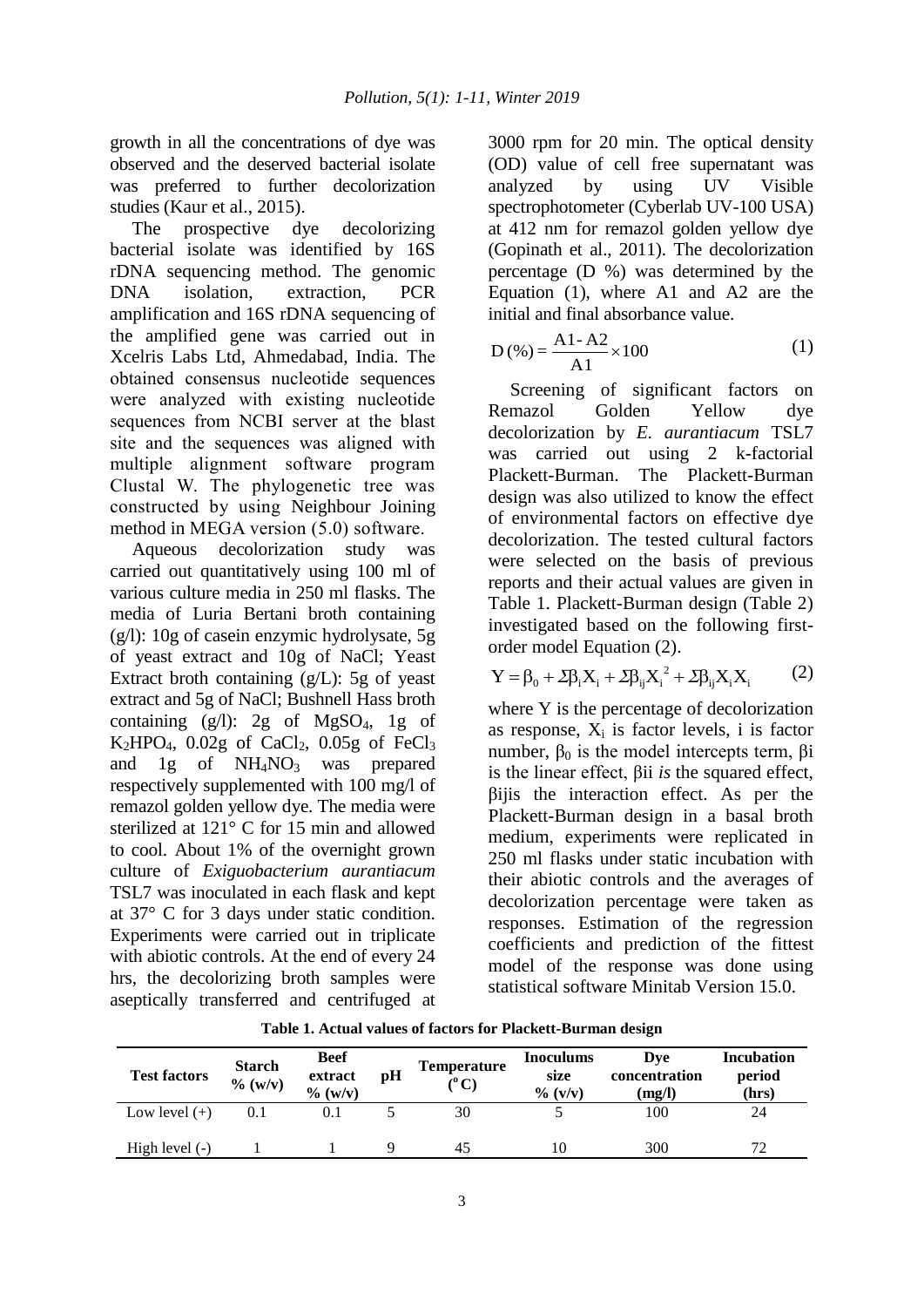growth in all the concentrations of dye was observed and the deserved bacterial isolate was preferred to further decolorization studies (Kaur et al., 2015).

The prospective dye decolorizing bacterial isolate was identified by 16S rDNA sequencing method. The genomic DNA isolation, extraction, PCR amplification and 16S rDNA sequencing of the amplified gene was carried out in Xcelris Labs Ltd, Ahmedabad, India. The obtained consensus nucleotide sequences were analyzed with existing nucleotide sequences from NCBI server at the blast site and the sequences was aligned with multiple alignment software program Clustal W. The phylogenetic tree was constructed by using Neighbour Joining method in MEGA version (5.0) software.

Aqueous decolorization study was carried out quantitatively using 100 ml of various culture media in 250 ml flasks. The media of Luria Bertani broth containing (g/l): 10g of casein enzymic hydrolysate, 5g of yeast extract and 10g of NaCl; Yeast Extract broth containing (g/L): 5g of yeast extract and 5g of NaCl; Bushnell Hass broth containing (g/l): 2g of $MgSO_4$, 1g of $K_2HPO_4$, 0.02g of $CaCl_2$, 0.05g of $FeCl_3$ and 1g of $NH_4NO_3$ was prepared respectively supplemented with 100 mg/l of remazol golden yellow dye. The media were sterilized at 121° C for 15 min and allowed to cool. About 1% of the overnight grown culture of *Exiguobacterium aurantiacum* TSL7 was inoculated in each flask and kept at 37° C for 3 days under static condition. Experiments were carried out in triplicate with abiotic controls. At the end of every 24 hrs, the decolorizing broth samples were aseptically transferred and centrifuged at 3000 rpm for 20 min. The optical density (OD) value of cell free supernatant was analyzed by using UV Visible spectrophotometer (Cyberlab UV-100 USA) at 412 nm for remazol golden yellow dye (Gopinath et al., 2011). The decolorization percentage (D %) was determined by the Equation (1), where A1 and A2 are the initial and final absorbance value.

$$D\,(\%) = \frac{A1 - A2}{A1} \times 100 \tag{1}$$

Screening of significant factors on Remazol Golden Yellow dye decolorization by *E. aurantiacum* TSL7 was carried out using 2 k-factorial Plackett-Burman. The Plackett-Burman design was also utilized to know the effect of environmental factors on effective dye decolorization. The tested cultural factors were selected on the basis of previous reports and their actual values are given in Table 1. Plackett-Burman design (Table 2) investigated based on the following first-order model Equation (2).

$$Y = \beta_0 + \Sigma\beta_i X_i + \Sigma\beta_{ij} X_i^2 + \Sigma\beta_{ij} X_i X_i \tag{2}$$

where Y is the percentage of decolorization as response, $X_i$ is factor levels, i is factor number, $\beta_0$ is the model intercepts term, $\beta$i is the linear effect, $\beta$ii *is* the squared effect, $\beta$ijis the interaction effect. As per the Plackett-Burman design in a basal broth medium, experiments were replicated in 250 ml flasks under static incubation with their abiotic controls and the averages of decolorization percentage were taken as responses. Estimation of the regression coefficients and prediction of the fittest model of the response was done using statistical software Minitab Version 15.0.

**Table 1. Actual values of factors for Plackett-Burman design**

| Test factors | Starch % (w/v) | Beef extract % (w/v) | pH | Temperature (°C) | Inoculums size % (v/v) | Dye concentration (mg/l) | Incubation period (hrs) |
|---|---|---|---|---|---|---|---|
| Low level (+) | 0.1 | 0.1 | 5 | 30 | 5 | 100 | 24 |
| High level (-) | 1 | 1 | 9 | 45 | 10 | 300 | 72 |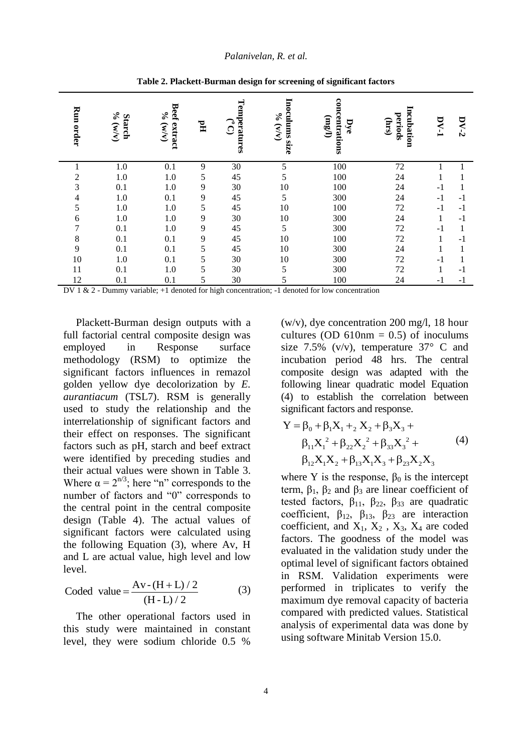**Table 2. Plackett-Burman design for screening of significant factors**

| Run order | Starch % (w/v) | Beef extract % (w/v) | pH | Temperatures (°C) | Inoculums size % (v/v) | Dye concentrations (mg/l) | Incubation periods (hrs) | DV-1 | DV-2 |
|---|---|---|---|---|---|---|---|---|---|
| 1 | 1.0 | 0.1 | 9 | 30 | 5 | 100 | 72 | 1 | 1 |
| 2 | 1.0 | 1.0 | 5 | 45 | 5 | 100 | 24 | 1 | 1 |
| 3 | 0.1 | 1.0 | 9 | 30 | 10 | 100 | 24 | -1 | 1 |
| 4 | 1.0 | 0.1 | 9 | 45 | 5 | 300 | 24 | -1 | -1 |
| 5 | 1.0 | 1.0 | 5 | 45 | 10 | 100 | 72 | -1 | -1 |
| 6 | 1.0 | 1.0 | 9 | 30 | 10 | 300 | 24 | 1 | -1 |
| 7 | 0.1 | 1.0 | 9 | 45 | 5 | 300 | 72 | -1 | 1 |
| 8 | 0.1 | 0.1 | 9 | 45 | 10 | 100 | 72 | 1 | -1 |
| 9 | 0.1 | 0.1 | 5 | 45 | 10 | 300 | 24 | 1 | 1 |
| 10 | 1.0 | 0.1 | 5 | 30 | 10 | 300 | 72 | -1 | 1 |
| 11 | 0.1 | 1.0 | 5 | 30 | 5 | 300 | 72 | 1 | -1 |
| 12 | 0.1 | 0.1 | 5 | 30 | 5 | 100 | 24 | -1 | -1 |

DV 1 & 2 - Dummy variable; +1 denoted for high concentration; -1 denoted for low concentration

Plackett-Burman design outputs with a full factorial central composite design was employed in Response surface methodology (RSM) to optimize the significant factors influences in remazol golden yellow dye decolorization by *E. aurantiacum* (TSL7). RSM is generally used to study the relationship and the interrelationship of significant factors and their effect on responses. The significant factors such as pH, starch and beef extract were identified by preceding studies and their actual values were shown in Table 3. Where $\alpha = 2^{n/3}$; here "n" corresponds to the number of factors and "0" corresponds to the central point in the central composite design (Table 4). The actual values of significant factors were calculated using the following Equation (3), where Av, H and L are actual value, high level and low level.

$$\text{Coded value} = \frac{\text{Av} - (\text{H} + \text{L})/2}{(\text{H} - \text{L})/2} \tag{3}$$

The other operational factors used in this study were maintained in constant level, they were sodium chloride 0.5 % (w/v), dye concentration 200 mg/l, 18 hour cultures (OD 610nm = 0.5) of inoculums size 7.5% (v/v), temperature 37° C and incubation period 48 hrs. The central composite design was adapted with the following linear quadratic model Equation (4) to establish the correlation between significant factors and response.

$$\begin{aligned} Y = {} & \beta_0 + \beta_1 X_1 +_2 X_2 + \beta_3 X_3 + \\ & \beta_{11} X_1^2 + \beta_{22} X_2^2 + \beta_{33} X_3^2 + \\ & \beta_{12} X_1 X_2 + \beta_{13} X_1 X_3 + \beta_{23} X_2 X_3 \end{aligned} \tag{4}$$

where Y is the response, $\beta_0$ is the intercept term, $\beta_1$, $\beta_2$ and $\beta_3$ are linear coefficient of tested factors, $\beta_{11}$, $\beta_{22}$, $\beta_{33}$ are quadratic coefficient, $\beta_{12}$, $\beta_{13}$, $\beta_{23}$ are interaction coefficient, and $X_1$, $X_2$ , $X_3$, $X_4$ are coded factors. The goodness of the model was evaluated in the validation study under the optimal level of significant factors obtained in RSM. Validation experiments were performed in triplicates to verify the maximum dye removal capacity of bacteria compared with predicted values. Statistical analysis of experimental data was done by using software Minitab Version 15.0.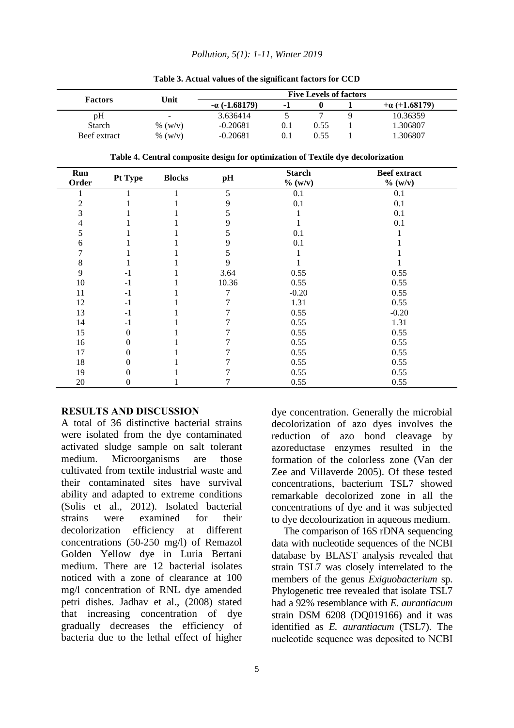**Table 3. Actual values of the significant factors for CCD**

| Factors | Unit | Five Levels of factors | | | | |
|---|---|---|---|---|---|---|
| | | -α (-1.68179) | -1 | 0 | 1 | +α (+1.68179) |
| pH | - | 3.636414 | 5 | 7 | 9 | 10.36359 |
| Starch | % (w/v) | -0.20681 | 0.1 | 0.55 | 1 | 1.306807 |
| Beef extract | % (w/v) | -0.20681 | 0.1 | 0.55 | 1 | 1.306807 |

**Table 4. Central composite design for optimization of Textile dye decolorization**

| Run Order | Pt Type | Blocks | pH | Starch % (w/v) | Beef extract % (w/v) |
|---|---|---|---|---|---|
| 1 | 1 | 1 | 5 | 0.1 | 0.1 |
| 2 | 1 | 1 | 9 | 0.1 | 0.1 |
| 3 | 1 | 1 | 5 | 1 | 0.1 |
| 4 | 1 | 1 | 9 | 1 | 0.1 |
| 5 | 1 | 1 | 5 | 0.1 | 1 |
| 6 | 1 | 1 | 9 | 0.1 | 1 |
| 7 | 1 | 1 | 5 | 1 | 1 |
| 8 | 1 | 1 | 9 | 1 | 1 |
| 9 | -1 | 1 | 3.64 | 0.55 | 0.55 |
| 10 | -1 | 1 | 10.36 | 0.55 | 0.55 |
| 11 | -1 | 1 | 7 | -0.20 | 0.55 |
| 12 | -1 | 1 | 7 | 1.31 | 0.55 |
| 13 | -1 | 1 | 7 | 0.55 | -0.20 |
| 14 | -1 | 1 | 7 | 0.55 | 1.31 |
| 15 | 0 | 1 | 7 | 0.55 | 0.55 |
| 16 | 0 | 1 | 7 | 0.55 | 0.55 |
| 17 | 0 | 1 | 7 | 0.55 | 0.55 |
| 18 | 0 | 1 | 7 | 0.55 | 0.55 |
| 19 | 0 | 1 | 7 | 0.55 | 0.55 |
| 20 | 0 | 1 | 7 | 0.55 | 0.55 |

## RESULTS AND DISCUSSION

A total of 36 distinctive bacterial strains were isolated from the dye contaminated activated sludge sample on salt tolerant medium. Microorganisms are those cultivated from textile industrial waste and their contaminated sites have survival ability and adapted to extreme conditions (Solis et al., 2012). Isolated bacterial strains were examined for their decolorization efficiency at different concentrations (50-250 mg/l) of Remazol Golden Yellow dye in Luria Bertani medium. There are 12 bacterial isolates noticed with a zone of clearance at 100 mg/l concentration of RNL dye amended petri dishes. Jadhav et al., (2008) stated that increasing concentration of dye gradually decreases the efficiency of bacteria due to the lethal effect of higher dye concentration. Generally the microbial decolorization of azo dyes involves the reduction of azo bond cleavage by azoreductase enzymes resulted in the formation of the colorless zone (Van der Zee and Villaverde 2005). Of these tested concentrations, bacterium TSL7 showed remarkable decolorized zone in all the concentrations of dye and it was subjected to dye decolourization in aqueous medium.

The comparison of 16S rDNA sequencing data with nucleotide sequences of the NCBI database by BLAST analysis revealed that strain TSL7 was closely interrelated to the members of the genus *Exiguobacterium* sp. Phylogenetic tree revealed that isolate TSL7 had a 92% resemblance with *E. aurantiacum* strain DSM 6208 (DQ019166) and it was identified as *E. aurantiacum* (TSL7). The nucleotide sequence was deposited to NCBI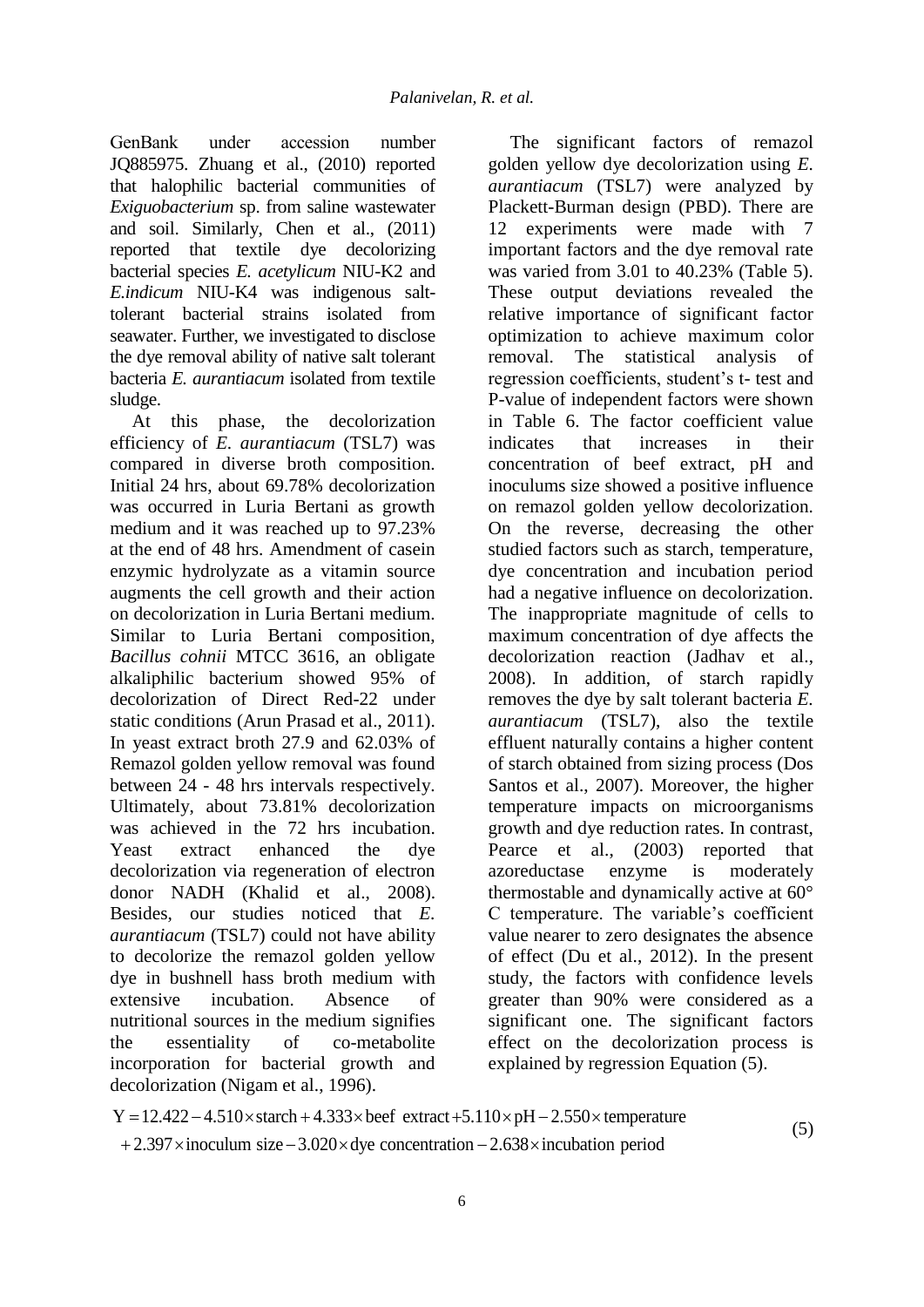GenBank under accession number JQ885975. Zhuang et al., (2010) reported that halophilic bacterial communities of *Exiguobacterium* sp. from saline wastewater and soil. Similarly, Chen et al., (2011) reported that textile dye decolorizing bacterial species *E. acetylicum* NIU-K2 and *E.indicum* NIU-K4 was indigenous salt-tolerant bacterial strains isolated from seawater. Further, we investigated to disclose the dye removal ability of native salt tolerant bacteria *E. aurantiacum* isolated from textile sludge.

At this phase, the decolorization efficiency of *E. aurantiacum* (TSL7) was compared in diverse broth composition. Initial 24 hrs, about 69.78% decolorization was occurred in Luria Bertani as growth medium and it was reached up to 97.23% at the end of 48 hrs. Amendment of casein enzymic hydrolyzate as a vitamin source augments the cell growth and their action on decolorization in Luria Bertani medium. Similar to Luria Bertani composition, *Bacillus cohnii* MTCC 3616, an obligate alkaliphilic bacterium showed 95% of decolorization of Direct Red-22 under static conditions (Arun Prasad et al., 2011). In yeast extract broth 27.9 and 62.03% of Remazol golden yellow removal was found between 24 - 48 hrs intervals respectively. Ultimately, about 73.81% decolorization was achieved in the 72 hrs incubation. Yeast extract enhanced the dye decolorization via regeneration of electron donor NADH (Khalid et al., 2008). Besides, our studies noticed that *E. aurantiacum* (TSL7) could not have ability to decolorize the remazol golden yellow dye in bushnell hass broth medium with extensive incubation. Absence of nutritional sources in the medium signifies the essentiality of co-metabolite incorporation for bacterial growth and decolorization (Nigam et al., 1996).

The significant factors of remazol golden yellow dye decolorization using *E. aurantiacum* (TSL7) were analyzed by Plackett-Burman design (PBD). There are 12 experiments were made with 7 important factors and the dye removal rate was varied from 3.01 to 40.23% (Table 5). These output deviations revealed the relative importance of significant factor optimization to achieve maximum color removal. The statistical analysis of regression coefficients, student's t- test and P-value of independent factors were shown in Table 6. The factor coefficient value indicates that increases in their concentration of beef extract, pH and inoculums size showed a positive influence on remazol golden yellow decolorization. On the reverse, decreasing the other studied factors such as starch, temperature, dye concentration and incubation period had a negative influence on decolorization. The inappropriate magnitude of cells to maximum concentration of dye affects the decolorization reaction (Jadhav et al., 2008). In addition, of starch rapidly removes the dye by salt tolerant bacteria *E. aurantiacum* (TSL7), also the textile effluent naturally contains a higher content of starch obtained from sizing process (Dos Santos et al., 2007). Moreover, the higher temperature impacts on microorganisms growth and dye reduction rates. In contrast, Pearce et al., (2003) reported that azoreductase enzyme is moderately thermostable and dynamically active at 60° C temperature. The variable's coefficient value nearer to zero designates the absence of effect (Du et al., 2012). In the present study, the factors with confidence levels greater than 90% were considered as a significant one. The significant factors effect on the decolorization process is explained by regression Equation (5).

$$
\begin{aligned}
Y = 12.422 - 4.510 \times \text{starch} + 4.333 \times \text{beef extract} + 5.110 \times \text{pH} - 2.550 \times \text{temperature} \\
+ 2.397 \times \text{inoculum size} - 3.020 \times \text{dye concentration} - 2.638 \times \text{incubation period}
\end{aligned} \tag{5}
$$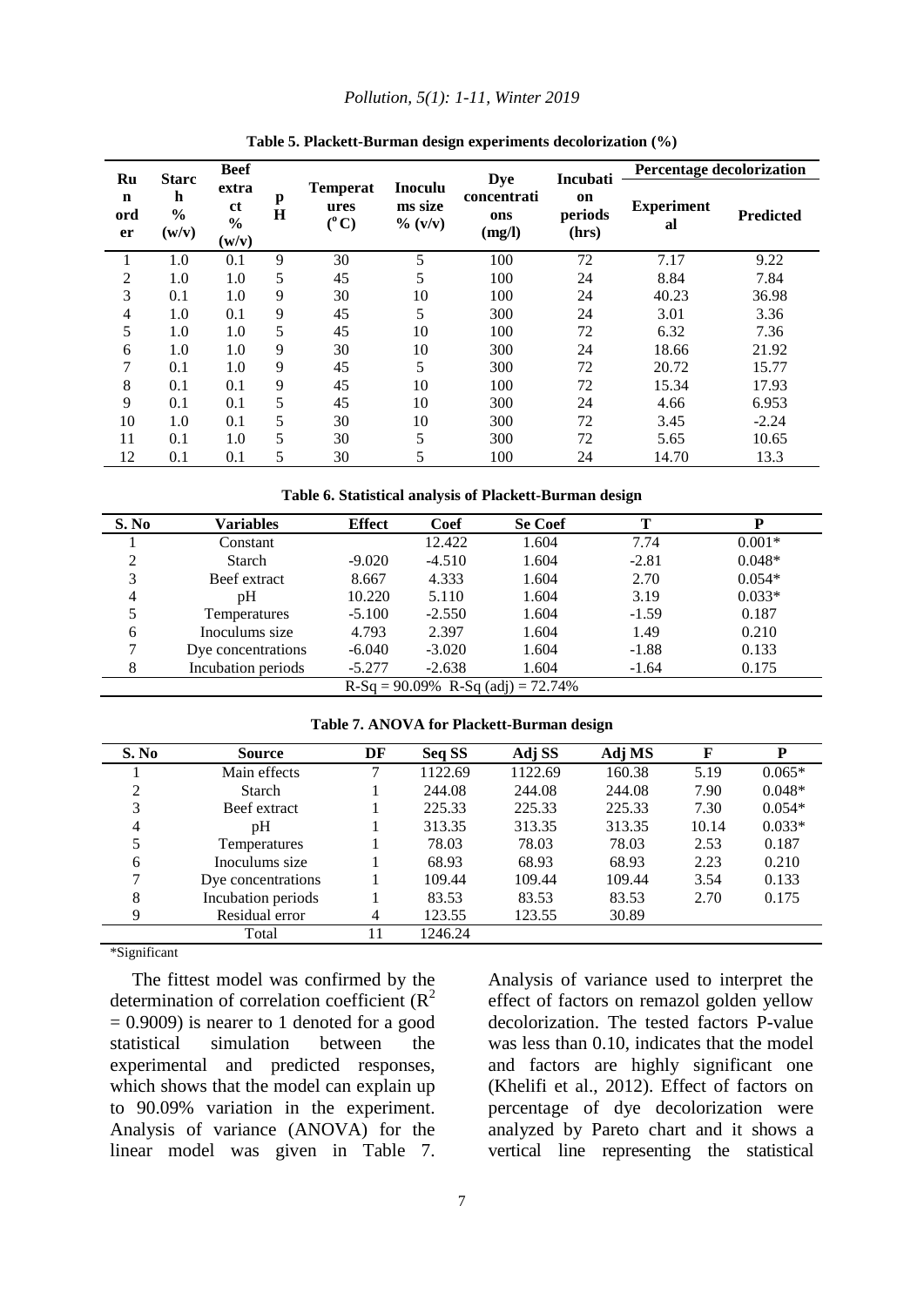**Table 5. Plackett-Burman design experiments decolorization (%)**

| Run order | Starch % (w/v) | Beef extract % (w/v) | pH | Temperatures (°C) | Inoculums size % (v/v) | Dye concentrations (mg/l) | Incubation periods (hrs) | Percentage decolorization | |
|---|---|---|---|---|---|---|---|---|---|
| | | | | | | | | Experimental | Predicted |
| 1 | 1.0 | 0.1 | 9 | 30 | 5 | 100 | 72 | 7.17 | 9.22 |
| 2 | 1.0 | 1.0 | 5 | 45 | 5 | 100 | 24 | 8.84 | 7.84 |
| 3 | 0.1 | 1.0 | 9 | 30 | 10 | 100 | 24 | 40.23 | 36.98 |
| 4 | 1.0 | 0.1 | 9 | 45 | 5 | 300 | 24 | 3.01 | 3.36 |
| 5 | 1.0 | 1.0 | 5 | 45 | 10 | 100 | 72 | 6.32 | 7.36 |
| 6 | 1.0 | 1.0 | 9 | 30 | 10 | 300 | 24 | 18.66 | 21.92 |
| 7 | 0.1 | 1.0 | 9 | 45 | 5 | 300 | 72 | 20.72 | 15.77 |
| 8 | 0.1 | 0.1 | 9 | 45 | 10 | 100 | 72 | 15.34 | 17.93 |
| 9 | 0.1 | 0.1 | 5 | 45 | 10 | 300 | 24 | 4.66 | 6.953 |
| 10 | 1.0 | 0.1 | 5 | 30 | 10 | 300 | 72 | 3.45 | -2.24 |
| 11 | 0.1 | 1.0 | 5 | 30 | 5 | 300 | 72 | 5.65 | 10.65 |
| 12 | 0.1 | 0.1 | 5 | 30 | 5 | 100 | 24 | 14.70 | 13.3 |

**Table 6. Statistical analysis of Plackett-Burman design**

| S. No | Variables | Effect | Coef | Se Coef | T | P |
|---|---|---|---|---|---|---|
| 1 | Constant | | 12.422 | 1.604 | 7.74 | 0.001* |
| 2 | Starch | -9.020 | -4.510 | 1.604 | -2.81 | 0.048* |
| 3 | Beef extract | 8.667 | 4.333 | 1.604 | 2.70 | 0.054* |
| 4 | pH | 10.220 | 5.110 | 1.604 | 3.19 | 0.033* |
| 5 | Temperatures | -5.100 | -2.550 | 1.604 | -1.59 | 0.187 |
| 6 | Inoculums size | 4.793 | 2.397 | 1.604 | 1.49 | 0.210 |
| 7 | Dye concentrations | -6.040 | -3.020 | 1.604 | -1.88 | 0.133 |
| 8 | Incubation periods | -5.277 | -2.638 | 1.604 | -1.64 | 0.175 |
| | R-Sq = 90.09% R-Sq (adj) = 72.74% | | | | | |

**Table 7. ANOVA for Plackett-Burman design**

| S. No | Source | DF | Seq SS | Adj SS | Adj MS | F | P |
|---|---|---|---|---|---|---|---|
| 1 | Main effects | 7 | 1122.69 | 1122.69 | 160.38 | 5.19 | 0.065* |
| 2 | Starch | 1 | 244.08 | 244.08 | 244.08 | 7.90 | 0.048* |
| 3 | Beef extract | 1 | 225.33 | 225.33 | 225.33 | 7.30 | 0.054* |
| 4 | pH | 1 | 313.35 | 313.35 | 313.35 | 10.14 | 0.033* |
| 5 | Temperatures | 1 | 78.03 | 78.03 | 78.03 | 2.53 | 0.187 |
| 6 | Inoculums size | 1 | 68.93 | 68.93 | 68.93 | 2.23 | 0.210 |
| 7 | Dye concentrations | 1 | 109.44 | 109.44 | 109.44 | 3.54 | 0.133 |
| 8 | Incubation periods | 1 | 83.53 | 83.53 | 83.53 | 2.70 | 0.175 |
| 9 | Residual error | 4 | 123.55 | 123.55 | 30.89 | | |
| | Total | 11 | 1246.24 | | | | |

*Significant

The fittest model was confirmed by the determination of correlation coefficient ($R^2 = 0.9009$) is nearer to 1 denoted for a good statistical simulation between the experimental and predicted responses, which shows that the model can explain up to 90.09% variation in the experiment. Analysis of variance (ANOVA) for the linear model was given in Table 7. Analysis of variance used to interpret the effect of factors on remazol golden yellow decolorization. The tested factors P-value was less than 0.10, indicates that the model and factors are highly significant one (Khelifi et al., 2012). Effect of factors on percentage of dye decolorization were analyzed by Pareto chart and it shows a vertical line representing the statistical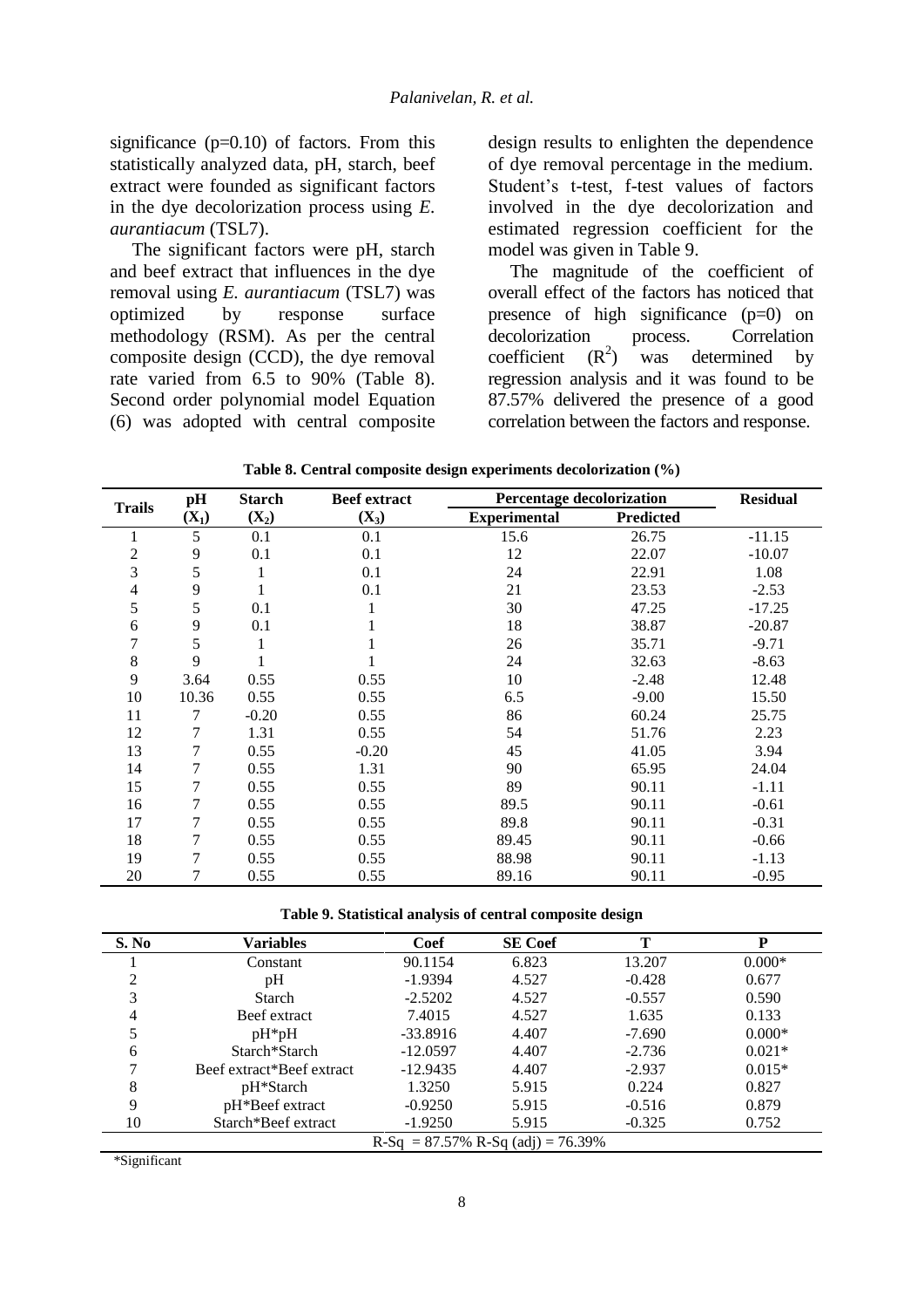significance (p=0.10) of factors. From this statistically analyzed data, pH, starch, beef extract were founded as significant factors in the dye decolorization process using *E. aurantiacum* (TSL7).

The significant factors were pH, starch and beef extract that influences in the dye removal using *E. aurantiacum* (TSL7) was optimized by response surface methodology (RSM). As per the central composite design (CCD), the dye removal rate varied from 6.5 to 90% (Table 8). Second order polynomial model Equation (6) was adopted with central composite design results to enlighten the dependence of dye removal percentage in the medium. Student's t-test, f-test values of factors involved in the dye decolorization and estimated regression coefficient for the model was given in Table 9.

The magnitude of the coefficient of overall effect of the factors has noticed that presence of high significance (p=0) on decolorization process. Correlation coefficient ($R^2$) was determined by regression analysis and it was found to be 87.57% delivered the presence of a good correlation between the factors and response.

**Table 8. Central composite design experiments decolorization (%)**

| Trails | pH ($X_1$) | Starch ($X_2$) | Beef extract ($X_3$) | Percentage decolorization | | Residual |
|---|---|---|---|---|---|---|
| | | | | Experimental | Predicted | |
| 1 | 5 | 0.1 | 0.1 | 15.6 | 26.75 | -11.15 |
| 2 | 9 | 0.1 | 0.1 | 12 | 22.07 | -10.07 |
| 3 | 5 | 1 | 0.1 | 24 | 22.91 | 1.08 |
| 4 | 9 | 1 | 0.1 | 21 | 23.53 | -2.53 |
| 5 | 5 | 0.1 | 1 | 30 | 47.25 | -17.25 |
| 6 | 9 | 0.1 | 1 | 18 | 38.87 | -20.87 |
| 7 | 5 | 1 | 1 | 26 | 35.71 | -9.71 |
| 8 | 9 | 1 | 1 | 24 | 32.63 | -8.63 |
| 9 | 3.64 | 0.55 | 0.55 | 10 | -2.48 | 12.48 |
| 10 | 10.36 | 0.55 | 0.55 | 6.5 | -9.00 | 15.50 |
| 11 | 7 | -0.20 | 0.55 | 86 | 60.24 | 25.75 |
| 12 | 7 | 1.31 | 0.55 | 54 | 51.76 | 2.23 |
| 13 | 7 | 0.55 | -0.20 | 45 | 41.05 | 3.94 |
| 14 | 7 | 0.55 | 1.31 | 90 | 65.95 | 24.04 |
| 15 | 7 | 0.55 | 0.55 | 89 | 90.11 | -1.11 |
| 16 | 7 | 0.55 | 0.55 | 89.5 | 90.11 | -0.61 |
| 17 | 7 | 0.55 | 0.55 | 89.8 | 90.11 | -0.31 |
| 18 | 7 | 0.55 | 0.55 | 89.45 | 90.11 | -0.66 |
| 19 | 7 | 0.55 | 0.55 | 88.98 | 90.11 | -1.13 |
| 20 | 7 | 0.55 | 0.55 | 89.16 | 90.11 | -0.95 |

**Table 9. Statistical analysis of central composite design**

| S. No | Variables | Coef | SE Coef | T | P |
|---|---|---|---|---|---|
| 1 | Constant | 90.1154 | 6.823 | 13.207 | 0.000* |
| 2 | pH | -1.9394 | 4.527 | -0.428 | 0.677 |
| 3 | Starch | -2.5202 | 4.527 | -0.557 | 0.590 |
| 4 | Beef extract | 7.4015 | 4.527 | 1.635 | 0.133 |
| 5 | pH*pH | -33.8916 | 4.407 | -7.690 | 0.000* |
| 6 | Starch*Starch | -12.0597 | 4.407 | -2.736 | 0.021* |
| 7 | Beef extract*Beef extract | -12.9435 | 4.407 | -2.937 | 0.015* |
| 8 | pH*Starch | 1.3250 | 5.915 | 0.224 | 0.827 |
| 9 | pH*Beef extract | -0.9250 | 5.915 | -0.516 | 0.879 |
| 10 | Starch*Beef extract | -1.9250 | 5.915 | -0.325 | 0.752 |
| R-Sq = 87.57% R-Sq (adj) = 76.39% | | | | | |

*Significant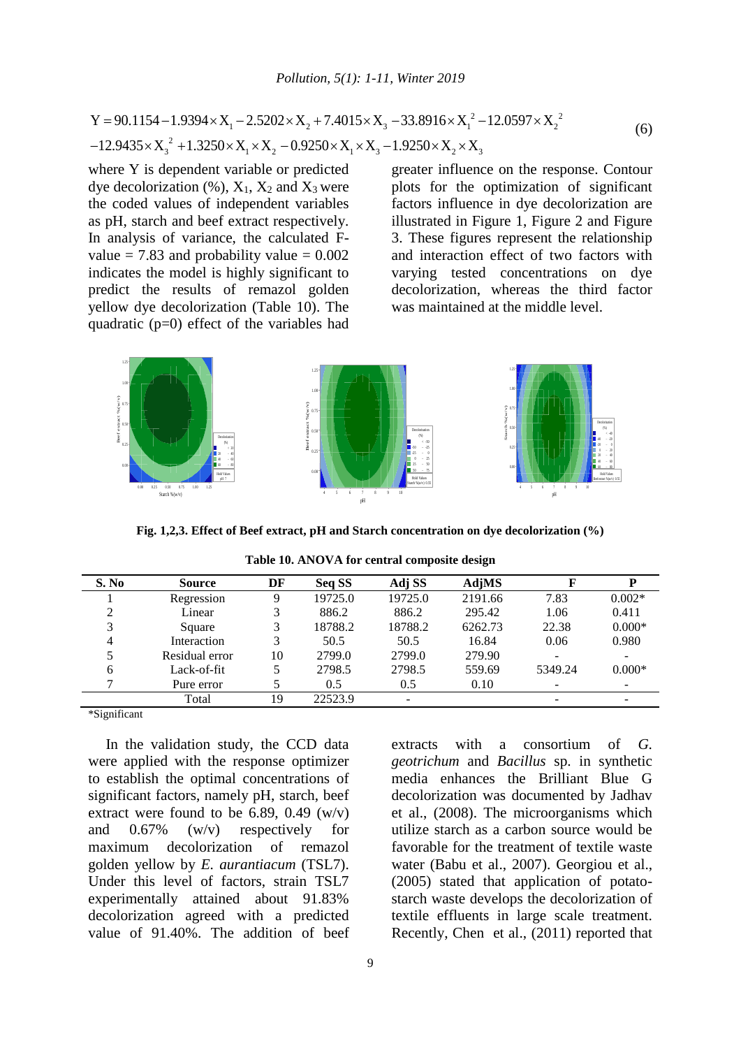$$Y = 90.1154 - 1.9394 \times X_1 - 2.5202 \times X_2 + 7.4015 \times X_3 - 33.8916 \times X_1^2 - 12.0597 \times X_2^2 - 12.9435 \times X_3^2 + 1.3250 \times X_1 \times X_2 - 0.9250 \times X_1 \times X_3 - 1.9250 \times X_2 \times X_3 \quad (6)$$

where Y is dependent variable or predicted dye decolorization (%), $X_1$, $X_2$ and $X_3$ were the coded values of independent variables as pH, starch and beef extract respectively. In analysis of variance, the calculated F-value = 7.83 and probability value = 0.002 indicates the model is highly significant to predict the results of remazol golden yellow dye decolorization (Table 10). The quadratic (p=0) effect of the variables had greater influence on the response. Contour plots for the optimization of significant factors influence in dye decolorization are illustrated in Figure 1, Figure 2 and Figure 3. These figures represent the relationship and interaction effect of two factors with varying tested concentrations on dye decolorization, whereas the third factor was maintained at the middle level.

**Fig. 1,2,3. Effect of Beef extract, pH and Starch concentration on dye decolorization (%)**

**Table 10. ANOVA for central composite design**

| S. No | Source | DF | Seq SS | Adj SS | AdjMS | F | P |
|---|---|---|---|---|---|---|---|
| 1 | Regression | 9 | 19725.0 | 19725.0 | 2191.66 | 7.83 | 0.002* |
| 2 | Linear | 3 | 886.2 | 886.2 | 295.42 | 1.06 | 0.411 |
| 3 | Square | 3 | 18788.2 | 18788.2 | 6262.73 | 22.38 | 0.000* |
| 4 | Interaction | 3 | 50.5 | 50.5 | 16.84 | 0.06 | 0.980 |
| 5 | Residual error | 10 | 2799.0 | 2799.0 | 279.90 | - | - |
| 6 | Lack-of-fit | 5 | 2798.5 | 2798.5 | 559.69 | 5349.24 | 0.000* |
| 7 | Pure error | 5 | 0.5 | 0.5 | 0.10 | - | - |
| | Total | 19 | 22523.9 | - | - | - | - |

*Significant

In the validation study, the CCD data were applied with the response optimizer to establish the optimal concentrations of significant factors, namely pH, starch, beef extract were found to be 6.89, 0.49 (w/v) and 0.67% (w/v) respectively for maximum decolorization of remazol golden yellow by *E. aurantiacum* (TSL7). Under this level of factors, strain TSL7 experimentally attained about 91.83% decolorization agreed with a predicted value of 91.40%. The addition of beef extracts with a consortium of *G. geotrichum* and *Bacillus* sp. in synthetic media enhances the Brilliant Blue G decolorization was documented by Jadhav et al., (2008). The microorganisms which utilize starch as a carbon source would be favorable for the treatment of textile waste water (Babu et al., 2007). Georgiou et al., (2005) stated that application of potato-starch waste develops the decolorization of textile effluents in large scale treatment. Recently, Chen et al., (2011) reported that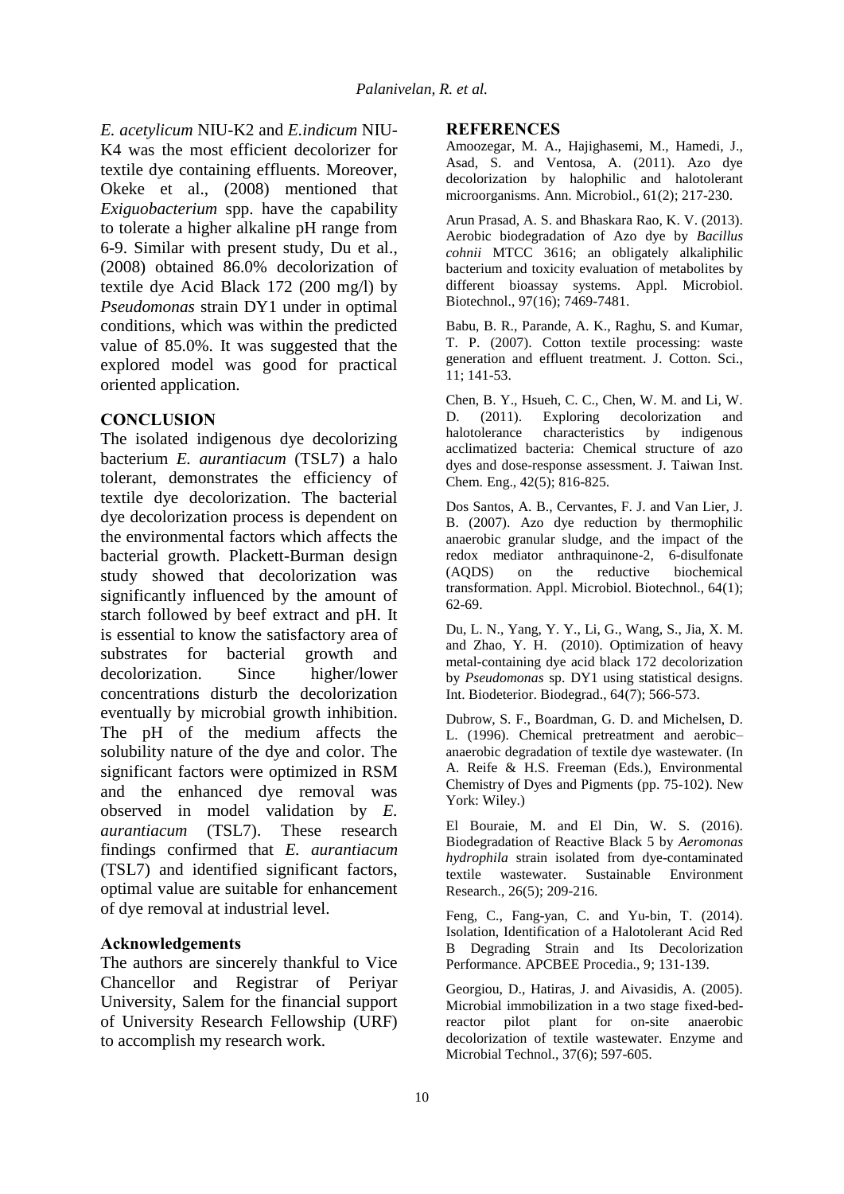*E. acetylicum* NIU-K2 and *E.indicum* NIU-K4 was the most efficient decolorizer for textile dye containing effluents. Moreover, Okeke et al., (2008) mentioned that *Exiguobacterium* spp. have the capability to tolerate a higher alkaline pH range from 6-9. Similar with present study, Du et al., (2008) obtained 86.0% decolorization of textile dye Acid Black 172 (200 mg/l) by *Pseudomonas* strain DY1 under in optimal conditions, which was within the predicted value of 85.0%. It was suggested that the explored model was good for practical oriented application.

## CONCLUSION

The isolated indigenous dye decolorizing bacterium *E. aurantiacum* (TSL7) a halo tolerant, demonstrates the efficiency of textile dye decolorization. The bacterial dye decolorization process is dependent on the environmental factors which affects the bacterial growth. Plackett-Burman design study showed that decolorization was significantly influenced by the amount of starch followed by beef extract and pH. It is essential to know the satisfactory area of substrates for bacterial growth and decolorization. Since higher/lower concentrations disturb the decolorization eventually by microbial growth inhibition. The pH of the medium affects the solubility nature of the dye and color. The significant factors were optimized in RSM and the enhanced dye removal was observed in model validation by *E. aurantiacum* (TSL7). These research findings confirmed that *E. aurantiacum* (TSL7) and identified significant factors, optimal value are suitable for enhancement of dye removal at industrial level.

### Acknowledgements

The authors are sincerely thankful to Vice Chancellor and Registrar of Periyar University, Salem for the financial support of University Research Fellowship (URF) to accomplish my research work.

## REFERENCES

Amoozegar, M. A., Hajighasemi, M., Hamedi, J., Asad, S. and Ventosa, A. (2011). Azo dye decolorization by halophilic and halotolerant microorganisms. Ann. Microbiol., 61(2); 217-230.

Arun Prasad, A. S. and Bhaskara Rao, K. V. (2013). Aerobic biodegradation of Azo dye by *Bacillus cohnii* MTCC 3616; an obligately alkaliphilic bacterium and toxicity evaluation of metabolites by different bioassay systems. Appl. Microbiol. Biotechnol., 97(16); 7469-7481.

Babu, B. R., Parande, A. K., Raghu, S. and Kumar, T. P. (2007). Cotton textile processing: waste generation and effluent treatment. J. Cotton. Sci., 11; 141-53.

Chen, B. Y., Hsueh, C. C., Chen, W. M. and Li, W. D. (2011). Exploring decolorization and halotolerance characteristics by indigenous acclimatized bacteria: Chemical structure of azo dyes and dose-response assessment. J. Taiwan Inst. Chem. Eng., 42(5); 816-825.

Dos Santos, A. B., Cervantes, F. J. and Van Lier, J. B. (2007). Azo dye reduction by thermophilic anaerobic granular sludge, and the impact of the redox mediator anthraquinone-2, 6-disulfonate (AQDS) on the reductive biochemical transformation. Appl. Microbiol. Biotechnol., 64(1); 62-69.

Du, L. N., Yang, Y. Y., Li, G., Wang, S., Jia, X. M. and Zhao, Y. H. (2010). Optimization of heavy metal-containing dye acid black 172 decolorization by *Pseudomonas* sp. DY1 using statistical designs. Int. Biodeterior. Biodegrad., 64(7); 566-573.

Dubrow, S. F., Boardman, G. D. and Michelsen, D. L. (1996). Chemical pretreatment and aerobic–anaerobic degradation of textile dye wastewater. (In A. Reife & H.S. Freeman (Eds.), Environmental Chemistry of Dyes and Pigments (pp. 75-102). New York: Wiley.)

El Bouraie, M. and El Din, W. S. (2016). Biodegradation of Reactive Black 5 by *Aeromonas hydrophila* strain isolated from dye-contaminated textile wastewater. Sustainable Environment Research., 26(5); 209-216.

Feng, C., Fang-yan, C. and Yu-bin, T. (2014). Isolation, Identification of a Halotolerant Acid Red B Degrading Strain and Its Decolorization Performance. APCBEE Procedia., 9; 131-139.

Georgiou, D., Hatiras, J. and Aivasidis, A. (2005). Microbial immobilization in a two stage fixed-bed-reactor pilot plant for on-site anaerobic decolorization of textile wastewater. Enzyme and Microbial Technol., 37(6); 597-605.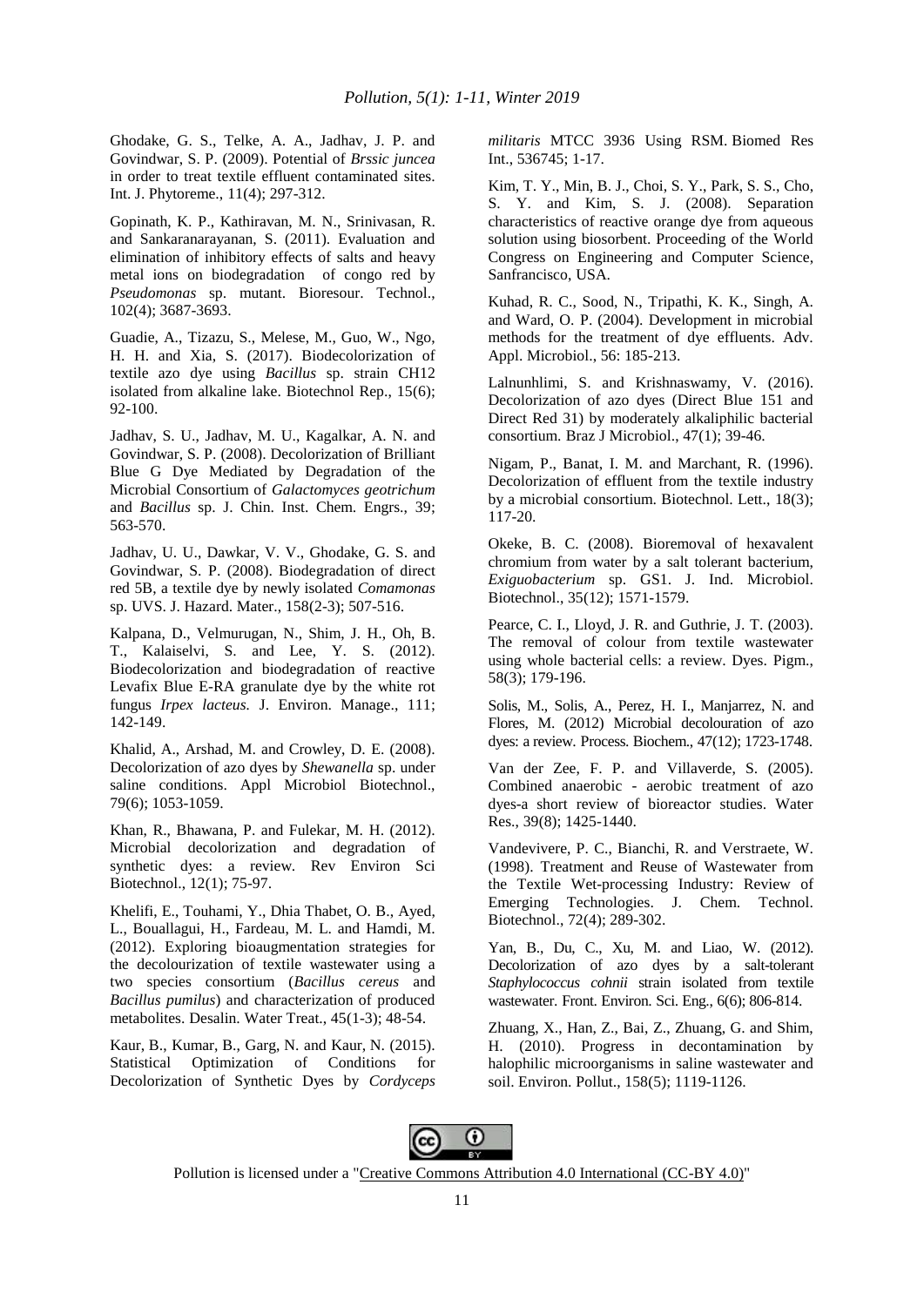Ghodake, G. S., Telke, A. A., Jadhav, J. P. and Govindwar, S. P. (2009). Potential of *Brssic juncea* in order to treat textile effluent contaminated sites. Int. J. Phytoreme., 11(4); 297-312.

Gopinath, K. P., Kathiravan, M. N., Srinivasan, R. and Sankaranarayanan, S. (2011). Evaluation and elimination of inhibitory effects of salts and heavy metal ions on biodegradation of congo red by *Pseudomonas* sp. mutant. Bioresour. Technol., 102(4); 3687-3693.

Guadie, A., Tizazu, S., Melese, M., Guo, W., Ngo, H. H. and Xia, S. (2017). Biodecolorization of textile azo dye using *Bacillus* sp. strain CH12 isolated from alkaline lake. Biotechnol Rep., 15(6); 92-100.

Jadhav, S. U., Jadhav, M. U., Kagalkar, A. N. and Govindwar, S. P. (2008). Decolorization of Brilliant Blue G Dye Mediated by Degradation of the Microbial Consortium of *Galactomyces geotrichum* and *Bacillus* sp. J. Chin. Inst. Chem. Engrs., 39; 563-570.

Jadhav, U. U., Dawkar, V. V., Ghodake, G. S. and Govindwar, S. P. (2008). Biodegradation of direct red 5B, a textile dye by newly isolated *Comamonas* sp. UVS. J. Hazard. Mater., 158(2-3); 507-516.

Kalpana, D., Velmurugan, N., Shim, J. H., Oh, B. T., Kalaiselvi, S. and Lee, Y. S. (2012). Biodecolorization and biodegradation of reactive Levafix Blue E-RA granulate dye by the white rot fungus *Irpex lacteus*. J. Environ. Manage., 111; 142-149.

Khalid, A., Arshad, M. and Crowley, D. E. (2008). Decolorization of azo dyes by *Shewanella* sp. under saline conditions. Appl Microbiol Biotechnol., 79(6); 1053-1059.

Khan, R., Bhawana, P. and Fulekar, M. H. (2012). Microbial decolorization and degradation of synthetic dyes: a review. Rev Environ Sci Biotechnol., 12(1); 75-97.

Khelifi, E., Touhami, Y., Dhia Thabet, O. B., Ayed, L., Bouallagui, H., Fardeau, M. L. and Hamdi, M. (2012). Exploring bioaugmentation strategies for the decolourization of textile wastewater using a two species consortium (*Bacillus cereus* and *Bacillus pumilus*) and characterization of produced metabolites. Desalin. Water Treat., 45(1-3); 48-54.

Kaur, B., Kumar, B., Garg, N. and Kaur, N. (2015). Statistical Optimization of Conditions for Decolorization of Synthetic Dyes by *Cordyceps militaris* MTCC 3936 Using RSM. Biomed Res Int., 536745; 1-17.

Kim, T. Y., Min, B. J., Choi, S. Y., Park, S. S., Cho, S. Y. and Kim, S. J. (2008). Separation characteristics of reactive orange dye from aqueous solution using biosorbent. Proceeding of the World Congress on Engineering and Computer Science, Sanfrancisco, USA.

Kuhad, R. C., Sood, N., Tripathi, K. K., Singh, A. and Ward, O. P. (2004). Development in microbial methods for the treatment of dye effluents. Adv. Appl. Microbiol., 56: 185-213.

Lalnunhlimi, S. and Krishnaswamy, V. (2016). Decolorization of azo dyes (Direct Blue 151 and Direct Red 31) by moderately alkaliphilic bacterial consortium. Braz J Microbiol., 47(1); 39-46.

Nigam, P., Banat, I. M. and Marchant, R. (1996). Decolorization of effluent from the textile industry by a microbial consortium. Biotechnol. Lett., 18(3); 117-20.

Okeke, B. C. (2008). Bioremoval of hexavalent chromium from water by a salt tolerant bacterium, *Exiguobacterium* sp. GS1. J. Ind. Microbiol. Biotechnol., 35(12); 1571-1579.

Pearce, C. I., Lloyd, J. R. and Guthrie, J. T. (2003). The removal of colour from textile wastewater using whole bacterial cells: a review. Dyes. Pigm., 58(3); 179-196.

Solis, M., Solis, A., Perez, H. I., Manjarrez, N. and Flores, M. (2012) Microbial decolouration of azo dyes: a review. Process. Biochem., 47(12); 1723-1748.

Van der Zee, F. P. and Villaverde, S. (2005). Combined anaerobic - aerobic treatment of azo dyes-a short review of bioreactor studies. Water Res., 39(8); 1425-1440.

Vandevivere, P. C., Bianchi, R. and Verstraete, W. (1998). Treatment and Reuse of Wastewater from the Textile Wet-processing Industry: Review of Emerging Technologies. J. Chem. Technol. Biotechnol., 72(4); 289-302.

Yan, B., Du, C., Xu, M. and Liao, W. (2012). Decolorization of azo dyes by a salt-tolerant *Staphylococcus cohnii* strain isolated from textile wastewater. Front. Environ. Sci. Eng., 6(6); 806-814.

Zhuang, X., Han, Z., Bai, Z., Zhuang, G. and Shim, H. (2010). Progress in decontamination by halophilic microorganisms in saline wastewater and soil. Environ. Pollut., 158(5); 1119-1126.

Pollution is licensed under a "Creative Commons Attribution 4.0 International (CC-BY 4.0)"